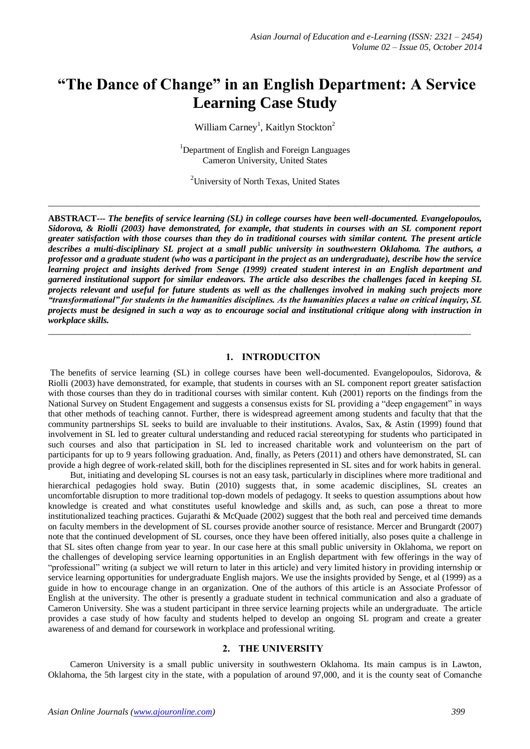# "The Dance of Change" in an English Department: A Service Learning Case Study

William Carney[1], Kaitlyn Stockton[2]

[1]Department of English and Foreign Languages
Cameron University, United States

[2]University of North Texas, United States

---

**ABSTRACT---** ***The benefits of service learning (SL) in college courses have been well-documented. Evangelopoulos, Sidorova, & Riolli (2003) have demonstrated, for example, that students in courses with an SL component report greater satisfaction with those courses than they do in traditional courses with similar content. The present article describes a multi-disciplinary SL project at a small public university in southwestern Oklahoma. The authors, a professor and a graduate student (who was a participant in the project as an undergraduate), describe how the service learning project and insights derived from Senge (1999) created student interest in an English department and garnered institutional support for similar endeavors. The article also describes the challenges faced in keeping SL projects relevant and useful for future students as well as the challenges involved in making such projects more "transformational" for students in the humanities disciplines. As the humanities places a value on critical inquiry, SL projects must be designed in such a way as to encourage social and institutional critique along with instruction in workplace skills.***

---

## 1. INTRODUCITON

The benefits of service learning (SL) in college courses have been well-documented. Evangelopoulos, Sidorova, & Riolli (2003) have demonstrated, for example, that students in courses with an SL component report greater satisfaction with those courses than they do in traditional courses with similar content. Kuh (2001) reports on the findings from the National Survey on Student Engagement and suggests a consensus exists for SL providing a "deep engagement" in ways that other methods of teaching cannot. Further, there is widespread agreement among students and faculty that that the community partnerships SL seeks to build are invaluable to their institutions. Avalos, Sax, & Astin (1999) found that involvement in SL led to greater cultural understanding and reduced racial stereotyping for students who participated in such courses and also that participation in SL led to increased charitable work and volunteerism on the part of participants for up to 9 years following graduation. And, finally, as Peters (2011) and others have demonstrated, SL can provide a high degree of work-related skill, both for the disciplines represented in SL sites and for work habits in general.

But, initiating and developing SL courses is not an easy task, particularly in disciplines where more traditional and hierarchical pedagogies hold sway. Butin (2010) suggests that, in some academic disciplines, SL creates an uncomfortable disruption to more traditional top-down models of pedagogy. It seeks to question assumptions about how knowledge is created and what constitutes useful knowledge and skills and, as such, can pose a threat to more institutionalized teaching practices. Gujarathi & McQuade (2002) suggest that the both real and perceived time demands on faculty members in the development of SL courses provide another source of resistance. Mercer and Brungardt (2007) note that the continued development of SL courses, once they have been offered initially, also poses quite a challenge in that SL sites often change from year to year. In our case here at this small public university in Oklahoma, we report on the challenges of developing service learning opportunities in an English department with few offerings in the way of "professional" writing (a subject we will return to later in this article) and very limited history in providing internship or service learning opportunities for undergraduate English majors. We use the insights provided by Senge, et al (1999) as a guide in how to encourage change in an organization. One of the authors of this article is an Associate Professor of English at the university. The other is presently a graduate student in technical communication and also a graduate of Cameron University. She was a student participant in three service learning projects while an undergraduate. The article provides a case study of how faculty and students helped to develop an ongoing SL program and create a greater awareness of and demand for coursework in workplace and professional writing.

## 2. THE UNIVERSITY

Cameron University is a small public university in southwestern Oklahoma. Its main campus is in Lawton, Oklahoma, the 5th largest city in the state, with a population of around 97,000, and it is the county seat of Comanche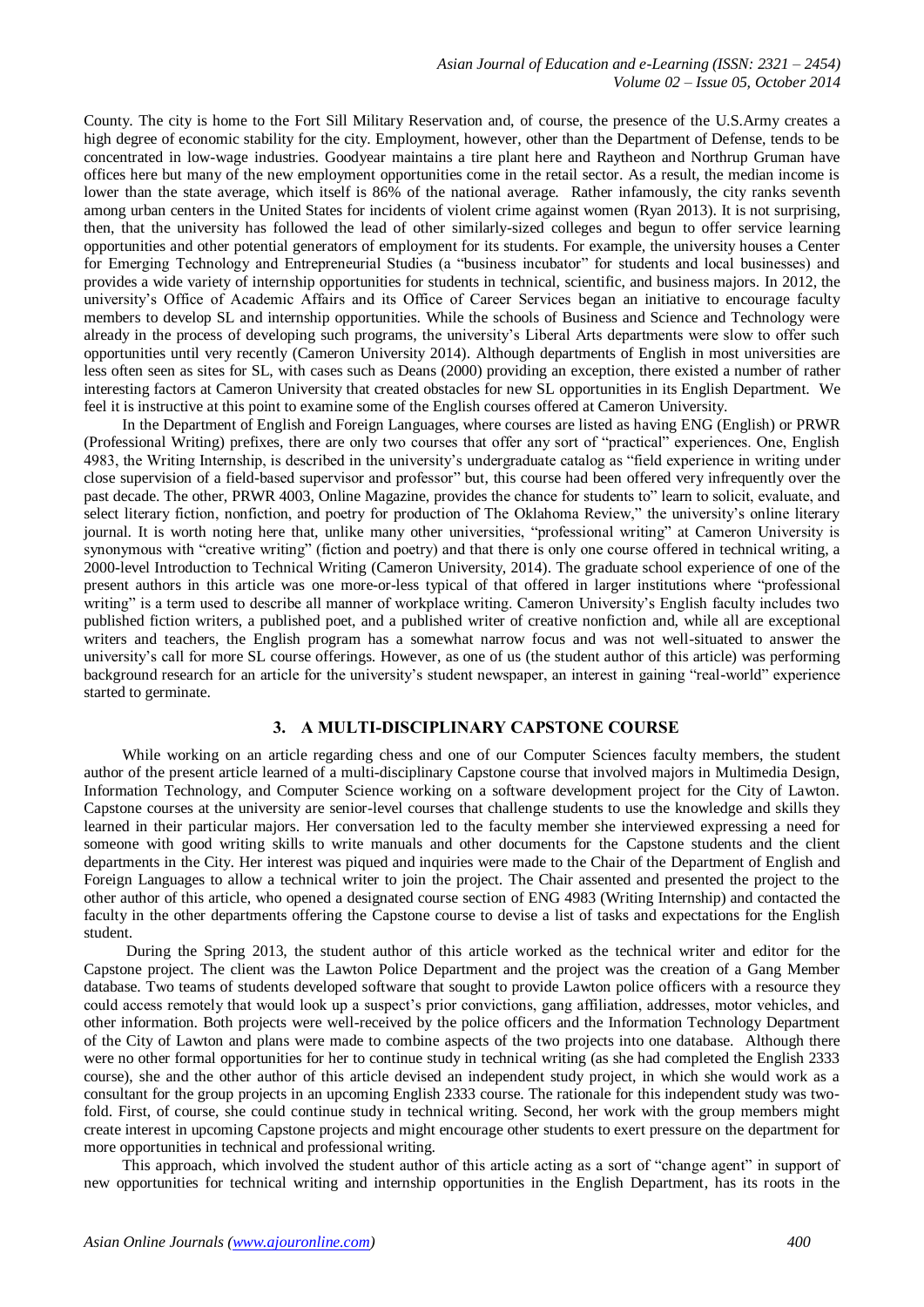County. The city is home to the Fort Sill Military Reservation and, of course, the presence of the U.S.Army creates a high degree of economic stability for the city. Employment, however, other than the Department of Defense, tends to be concentrated in low-wage industries. Goodyear maintains a tire plant here and Raytheon and Northrup Gruman have offices here but many of the new employment opportunities come in the retail sector. As a result, the median income is lower than the state average, which itself is 86% of the national average. Rather infamously, the city ranks seventh among urban centers in the United States for incidents of violent crime against women (Ryan 2013). It is not surprising, then, that the university has followed the lead of other similarly-sized colleges and begun to offer service learning opportunities and other potential generators of employment for its students. For example, the university houses a Center for Emerging Technology and Entrepreneurial Studies (a "business incubator" for students and local businesses) and provides a wide variety of internship opportunities for students in technical, scientific, and business majors. In 2012, the university's Office of Academic Affairs and its Office of Career Services began an initiative to encourage faculty members to develop SL and internship opportunities. While the schools of Business and Science and Technology were already in the process of developing such programs, the university's Liberal Arts departments were slow to offer such opportunities until very recently (Cameron University 2014). Although departments of English in most universities are less often seen as sites for SL, with cases such as Deans (2000) providing an exception, there existed a number of rather interesting factors at Cameron University that created obstacles for new SL opportunities in its English Department. We feel it is instructive at this point to examine some of the English courses offered at Cameron University.

In the Department of English and Foreign Languages, where courses are listed as having ENG (English) or PRWR (Professional Writing) prefixes, there are only two courses that offer any sort of "practical" experiences. One, English 4983, the Writing Internship, is described in the university's undergraduate catalog as "field experience in writing under close supervision of a field-based supervisor and professor" but, this course had been offered very infrequently over the past decade. The other, PRWR 4003, Online Magazine, provides the chance for students to" learn to solicit, evaluate, and select literary fiction, nonfiction, and poetry for production of The Oklahoma Review," the university's online literary journal. It is worth noting here that, unlike many other universities, "professional writing" at Cameron University is synonymous with "creative writing" (fiction and poetry) and that there is only one course offered in technical writing, a 2000-level Introduction to Technical Writing (Cameron University, 2014). The graduate school experience of one of the present authors in this article was one more-or-less typical of that offered in larger institutions where "professional writing" is a term used to describe all manner of workplace writing. Cameron University's English faculty includes two published fiction writers, a published poet, and a published writer of creative nonfiction and, while all are exceptional writers and teachers, the English program has a somewhat narrow focus and was not well-situated to answer the university's call for more SL course offerings. However, as one of us (the student author of this article) was performing background research for an article for the university's student newspaper, an interest in gaining "real-world" experience started to germinate.

## 3. A MULTI-DISCIPLINARY CAPSTONE COURSE

While working on an article regarding chess and one of our Computer Sciences faculty members, the student author of the present article learned of a multi-disciplinary Capstone course that involved majors in Multimedia Design, Information Technology, and Computer Science working on a software development project for the City of Lawton. Capstone courses at the university are senior-level courses that challenge students to use the knowledge and skills they learned in their particular majors. Her conversation led to the faculty member she interviewed expressing a need for someone with good writing skills to write manuals and other documents for the Capstone students and the client departments in the City. Her interest was piqued and inquiries were made to the Chair of the Department of English and Foreign Languages to allow a technical writer to join the project. The Chair assented and presented the project to the other author of this article, who opened a designated course section of ENG 4983 (Writing Internship) and contacted the faculty in the other departments offering the Capstone course to devise a list of tasks and expectations for the English student.

During the Spring 2013, the student author of this article worked as the technical writer and editor for the Capstone project. The client was the Lawton Police Department and the project was the creation of a Gang Member database. Two teams of students developed software that sought to provide Lawton police officers with a resource they could access remotely that would look up a suspect's prior convictions, gang affiliation, addresses, motor vehicles, and other information. Both projects were well-received by the police officers and the Information Technology Department of the City of Lawton and plans were made to combine aspects of the two projects into one database. Although there were no other formal opportunities for her to continue study in technical writing (as she had completed the English 2333 course), she and the other author of this article devised an independent study project, in which she would work as a consultant for the group projects in an upcoming English 2333 course. The rationale for this independent study was two-fold. First, of course, she could continue study in technical writing. Second, her work with the group members might create interest in upcoming Capstone projects and might encourage other students to exert pressure on the department for more opportunities in technical and professional writing.

This approach, which involved the student author of this article acting as a sort of "change agent" in support of new opportunities for technical writing and internship opportunities in the English Department, has its roots in the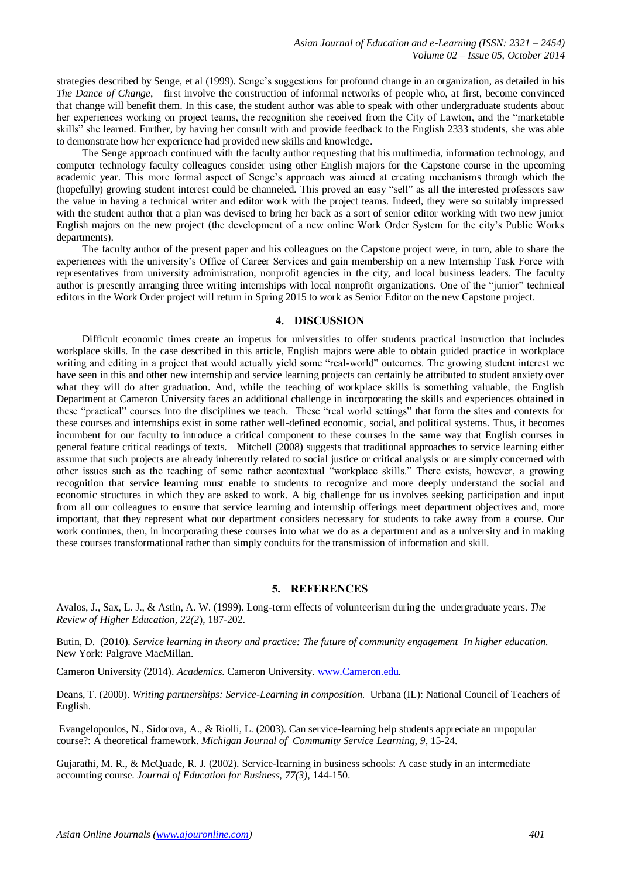strategies described by Senge, et al (1999). Senge's suggestions for profound change in an organization, as detailed in his *The Dance of Change*, first involve the construction of informal networks of people who, at first, become convinced that change will benefit them. In this case, the student author was able to speak with other undergraduate students about her experiences working on project teams, the recognition she received from the City of Lawton, and the "marketable skills" she learned. Further, by having her consult with and provide feedback to the English 2333 students, she was able to demonstrate how her experience had provided new skills and knowledge.

The Senge approach continued with the faculty author requesting that his multimedia, information technology, and computer technology faculty colleagues consider using other English majors for the Capstone course in the upcoming academic year. This more formal aspect of Senge's approach was aimed at creating mechanisms through which the (hopefully) growing student interest could be channeled. This proved an easy "sell" as all the interested professors saw the value in having a technical writer and editor work with the project teams. Indeed, they were so suitably impressed with the student author that a plan was devised to bring her back as a sort of senior editor working with two new junior English majors on the new project (the development of a new online Work Order System for the city's Public Works departments).

The faculty author of the present paper and his colleagues on the Capstone project were, in turn, able to share the experiences with the university's Office of Career Services and gain membership on a new Internship Task Force with representatives from university administration, nonprofit agencies in the city, and local business leaders. The faculty author is presently arranging three writing internships with local nonprofit organizations. One of the "junior" technical editors in the Work Order project will return in Spring 2015 to work as Senior Editor on the new Capstone project.

## 4. DISCUSSION

Difficult economic times create an impetus for universities to offer students practical instruction that includes workplace skills. In the case described in this article, English majors were able to obtain guided practice in workplace writing and editing in a project that would actually yield some "real-world" outcomes. The growing student interest we have seen in this and other new internship and service learning projects can certainly be attributed to student anxiety over what they will do after graduation. And, while the teaching of workplace skills is something valuable, the English Department at Cameron University faces an additional challenge in incorporating the skills and experiences obtained in these "practical" courses into the disciplines we teach. These "real world settings" that form the sites and contexts for these courses and internships exist in some rather well-defined economic, social, and political systems. Thus, it becomes incumbent for our faculty to introduce a critical component to these courses in the same way that English courses in general feature critical readings of texts. Mitchell (2008) suggests that traditional approaches to service learning either assume that such projects are already inherently related to social justice or critical analysis or are simply concerned with other issues such as the teaching of some rather acontextual "workplace skills." There exists, however, a growing recognition that service learning must enable to students to recognize and more deeply understand the social and economic structures in which they are asked to work. A big challenge for us involves seeking participation and input from all our colleagues to ensure that service learning and internship offerings meet department objectives and, more important, that they represent what our department considers necessary for students to take away from a course. Our work continues, then, in incorporating these courses into what we do as a department and as a university and in making these courses transformational rather than simply conduits for the transmission of information and skill.

## 5. REFERENCES

Avalos, J., Sax, L. J., & Astin, A. W. (1999). Long-term effects of volunteerism during the undergraduate years. *The Review of Higher Education, 22(2*), 187-202.

Butin, D. (2010). *Service learning in theory and practice: The future of community engagement In higher education.* New York: Palgrave MacMillan.

Cameron University (2014). *Academics.* Cameron University. www.Cameron.edu.

Deans, T. (2000). *Writing partnerships: Service-Learning in composition.* Urbana (IL): National Council of Teachers of English.

Evangelopoulos, N., Sidorova, A., & Riolli, L. (2003). Can service-learning help students appreciate an unpopular course?: A theoretical framework. *Michigan Journal of Community Service Learning, 9*, 15-24.

Gujarathi, M. R., & McQuade, R. J. (2002). Service-learning in business schools: A case study in an intermediate accounting course. *Journal of Education for Business, 77(3)*, 144-150.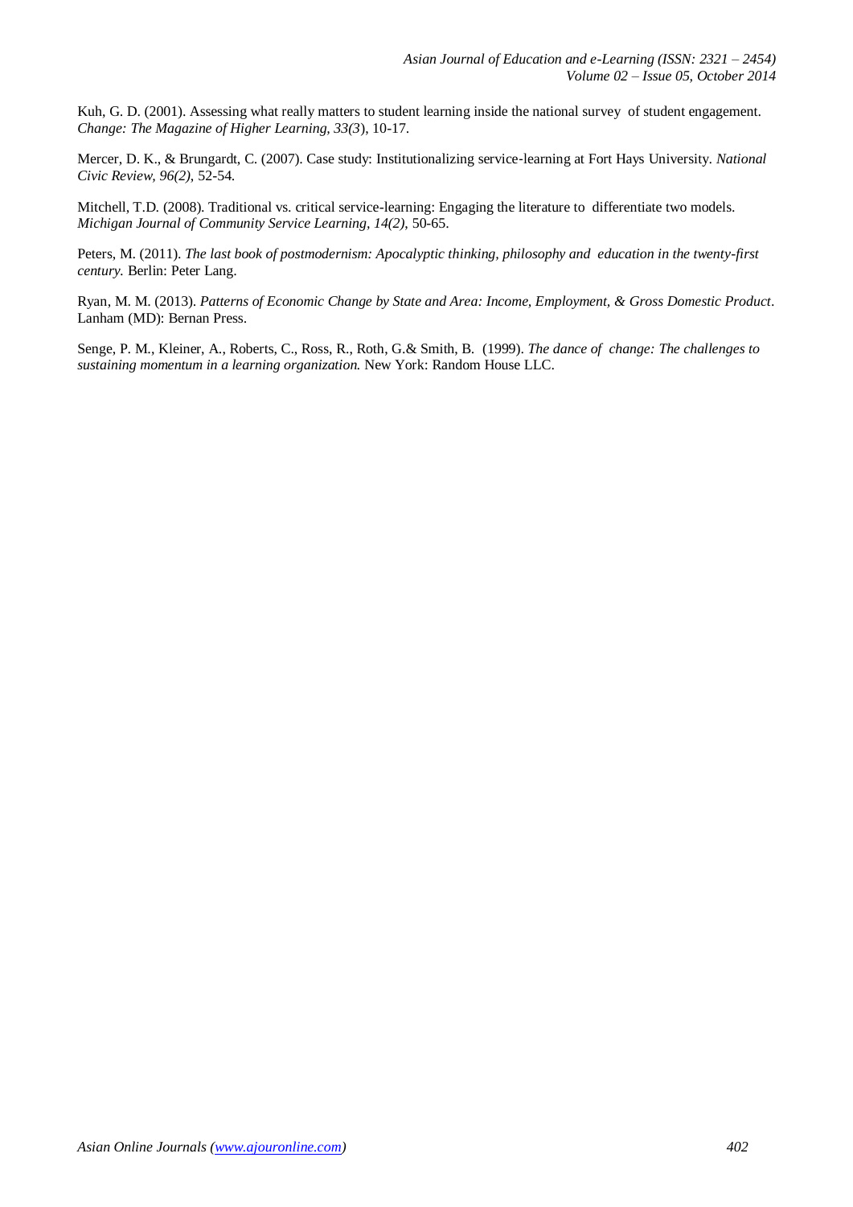Kuh, G. D. (2001). Assessing what really matters to student learning inside the national survey of student engagement. *Change: The Magazine of Higher Learning, 33(3*), 10-17.

Mercer, D. K., & Brungardt, C. (2007). Case study: Institutionalizing service-learning at Fort Hays University. *National Civic Review, 96(2)*, 52-54.

Mitchell, T.D. (2008). Traditional vs. critical service-learning: Engaging the literature to differentiate two models. *Michigan Journal of Community Service Learning, 14(2)*, 50-65.

Peters, M. (2011). *The last book of postmodernism: Apocalyptic thinking, philosophy and education in the twenty-first century.* Berlin: Peter Lang.

Ryan, M. M. (2013). *Patterns of Economic Change by State and Area: Income, Employment, & Gross Domestic Product*. Lanham (MD): Bernan Press.

Senge, P. M., Kleiner, A., Roberts, C., Ross, R., Roth, G.& Smith, B. (1999). *The dance of change: The challenges to sustaining momentum in a learning organization.* New York: Random House LLC.